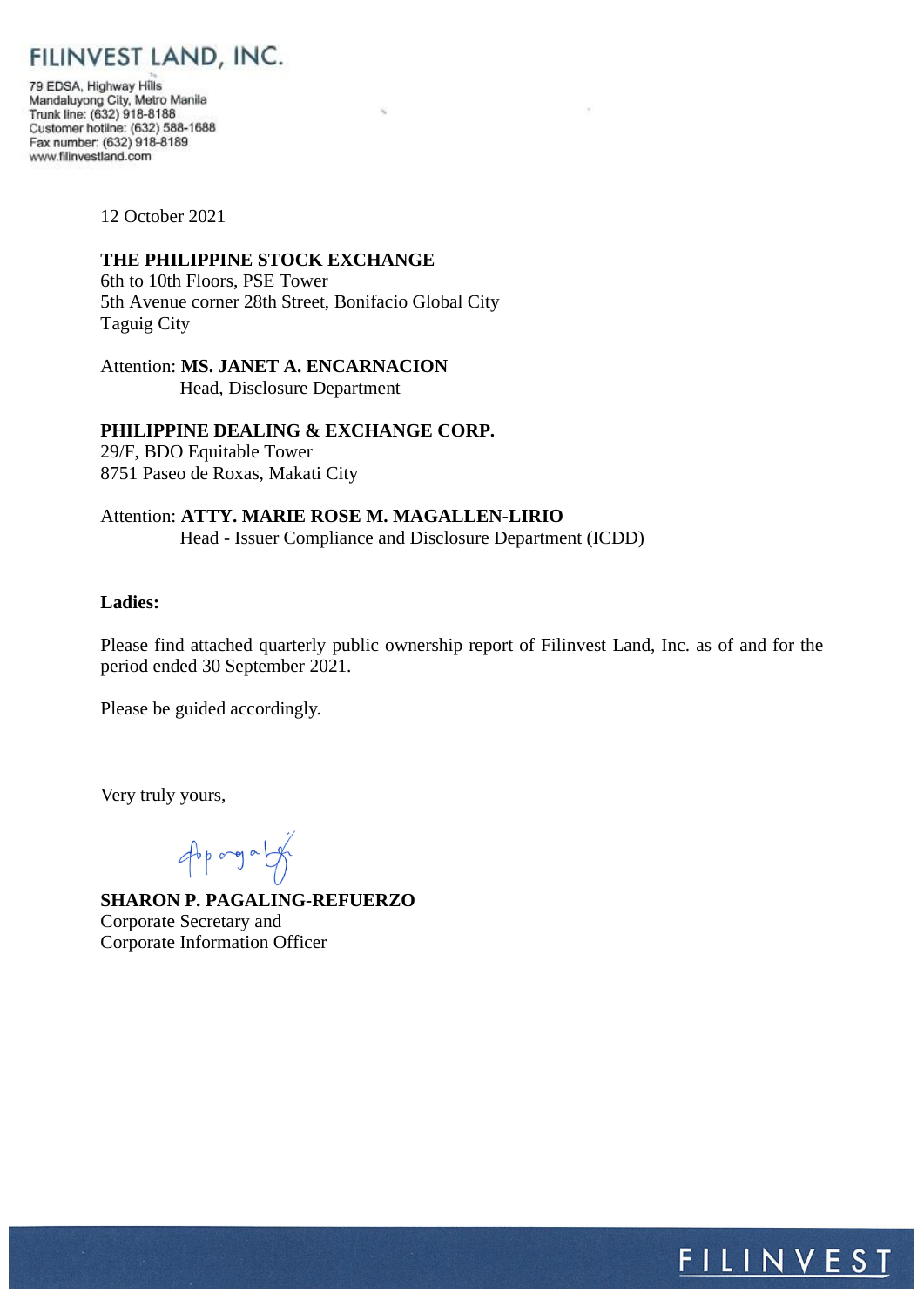# FILINVEST LAND, INC.

79 EDSA, Highway Hills
Mandaluyong City, Metro Manila
Trunk line: (632) 918-8188
Customer hotline: (632) 588-1688
Fax number: (632) 918-8189
www.filinvestland.com

12 October 2021

**THE PHILIPPINE STOCK EXCHANGE**
6th to 10th Floors, PSE Tower
5th Avenue corner 28th Street, Bonifacio Global City
Taguig City

Attention: **MS. JANET A. ENCARNACION**
Head, Disclosure Department

**PHILIPPINE DEALING & EXCHANGE CORP.**
29/F, BDO Equitable Tower
8751 Paseo de Roxas, Makati City

Attention: **ATTY. MARIE ROSE M. MAGALLEN-LIRIO**
Head - Issuer Compliance and Disclosure Department (ICDD)

**Ladies:**

Please find attached quarterly public ownership report of Filinvest Land, Inc. as of and for the period ended 30 September 2021.

Please be guided accordingly.

Very truly yours,

**SHARON P. PAGALING-REFUERZO**
Corporate Secretary and
Corporate Information Officer

FILINVEST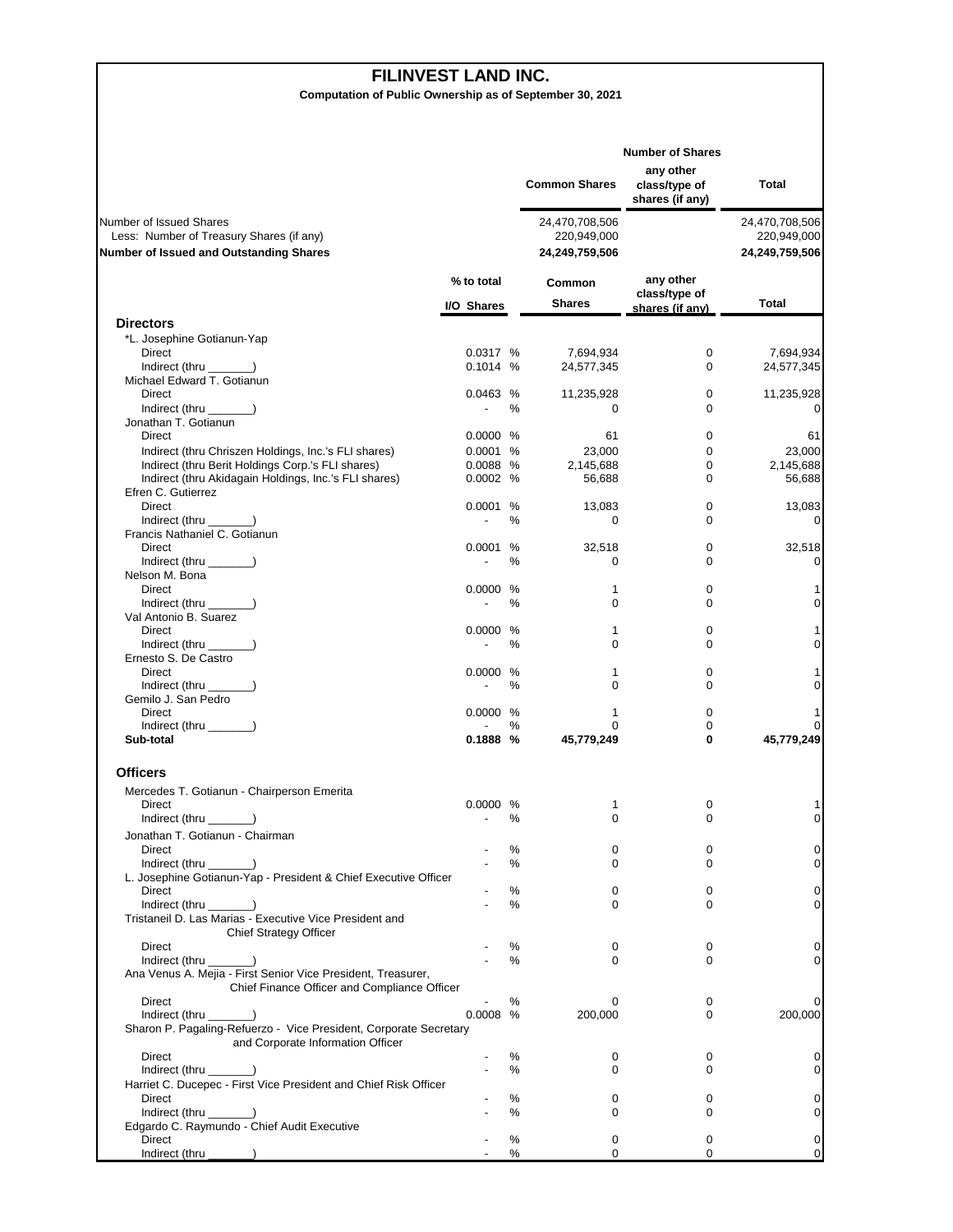# FILINVEST LAND INC.

**Computation of Public Ownership as of September 30, 2021**

| | Number of Shares | | |
|---|---|---|---|
| | Common Shares | any other class/type of shares (if any) | Total |
| Number of Issued Shares | 24,470,708,506 | | 24,470,708,506 |
| Less: Number of Treasury Shares (if any) | 220,949,000 | | 220,949,000 |
| **Number of Issued and Outstanding Shares** | **24,249,759,506** | | **24,249,759,506** |

| | % to total I/O Shares | | Common Shares | any other class/type of shares (if any) | Total |
|---|---|---|---|---|---|
| **Directors** | | | | | |
| *L. Josephine Gotianun-Yap | | | | | |
| Direct | 0.0317 | % | 7,694,934 | 0 | 7,694,934 |
| Indirect (thru _______) | 0.1014 | % | 24,577,345 | 0 | 24,577,345 |
| Michael Edward T. Gotianun | | | | | |
| Direct | 0.0463 | % | 11,235,928 | 0 | 11,235,928 |
| Indirect (thru _______) | - | % | 0 | 0 | 0 |
| Jonathan T. Gotianun | | | | | |
| Direct | 0.0000 | % | 61 | 0 | 61 |
| Indirect (thru Chriszen Holdings, Inc.'s FLI shares) | 0.0001 | % | 23,000 | 0 | 23,000 |
| Indirect (thru Berit Holdings Corp.'s FLI shares) | 0.0088 | % | 2,145,688 | 0 | 2,145,688 |
| Indirect (thru Akidagain Holdings, Inc.'s FLI shares) | 0.0002 | % | 56,688 | 0 | 56,688 |
| Efren C. Gutierrez | | | | | |
| Direct | 0.0001 | % | 13,083 | 0 | 13,083 |
| Indirect (thru _______) | - | % | 0 | 0 | 0 |
| Francis Nathaniel C. Gotianun | | | | | |
| Direct | 0.0001 | % | 32,518 | 0 | 32,518 |
| Indirect (thru _______) | - | % | 0 | 0 | 0 |
| Nelson M. Bona | | | | | |
| Direct | 0.0000 | % | 1 | 0 | 1 |
| Indirect (thru _______) | - | % | 0 | 0 | 0 |
| Val Antonio B. Suarez | | | | | |
| Direct | 0.0000 | % | 1 | 0 | 1 |
| Indirect (thru _______) | - | % | 0 | 0 | 0 |
| Ernesto S. De Castro | | | | | |
| Direct | 0.0000 | % | 1 | 0 | 1 |
| Indirect (thru _______) | - | % | 0 | 0 | 0 |
| Gemilo J. San Pedro | | | | | |
| Direct | 0.0000 | % | 1 | 0 | 1 |
| Indirect (thru _______) | - | % | 0 | 0 | 0 |
| **Sub-total** | **0.1888** | **%** | **45,779,249** | **0** | **45,779,249** |
| **Officers** | | | | | |
| Mercedes T. Gotianun - Chairperson Emerita | | | | | |
| Direct | 0.0000 | % | 1 | 0 | 1 |
| Indirect (thru _______) | - | % | 0 | 0 | 0 |
| Jonathan T. Gotianun - Chairman | | | | | |
| Direct | - | % | 0 | 0 | 0 |
| Indirect (thru _______) | - | % | 0 | 0 | 0 |
| L. Josephine Gotianun-Yap - President & Chief Executive Officer | | | | | |
| Direct | - | % | 0 | 0 | 0 |
| Indirect (thru _______) | - | % | 0 | 0 | 0 |
| Tristaneil D. Las Marias - Executive Vice President and Chief Strategy Officer | | | | | |
| Direct | - | % | 0 | 0 | 0 |
| Indirect (thru _______) | - | % | 0 | 0 | 0 |
| Ana Venus A. Mejia - First Senior Vice President, Treasurer, Chief Finance Officer and Compliance Officer | | | | | |
| Direct | - | % | 0 | 0 | 0 |
| Indirect (thru _______) | 0.0008 | % | 200,000 | 0 | 200,000 |
| Sharon P. Pagaling-Refuerzo - Vice President, Corporate Secretary and Corporate Information Officer | | | | | |
| Direct | - | % | 0 | 0 | 0 |
| Indirect (thru _______) | - | % | 0 | 0 | 0 |
| Harriet C. Ducepec - First Vice President and Chief Risk Officer | | | | | |
| Direct | - | % | 0 | 0 | 0 |
| Indirect (thru _______) | - | % | 0 | 0 | 0 |
| Edgardo C. Raymundo - Chief Audit Executive | | | | | |
| Direct | - | % | 0 | 0 | 0 |
| Indirect (thru _______) | - | % | 0 | 0 | 0 |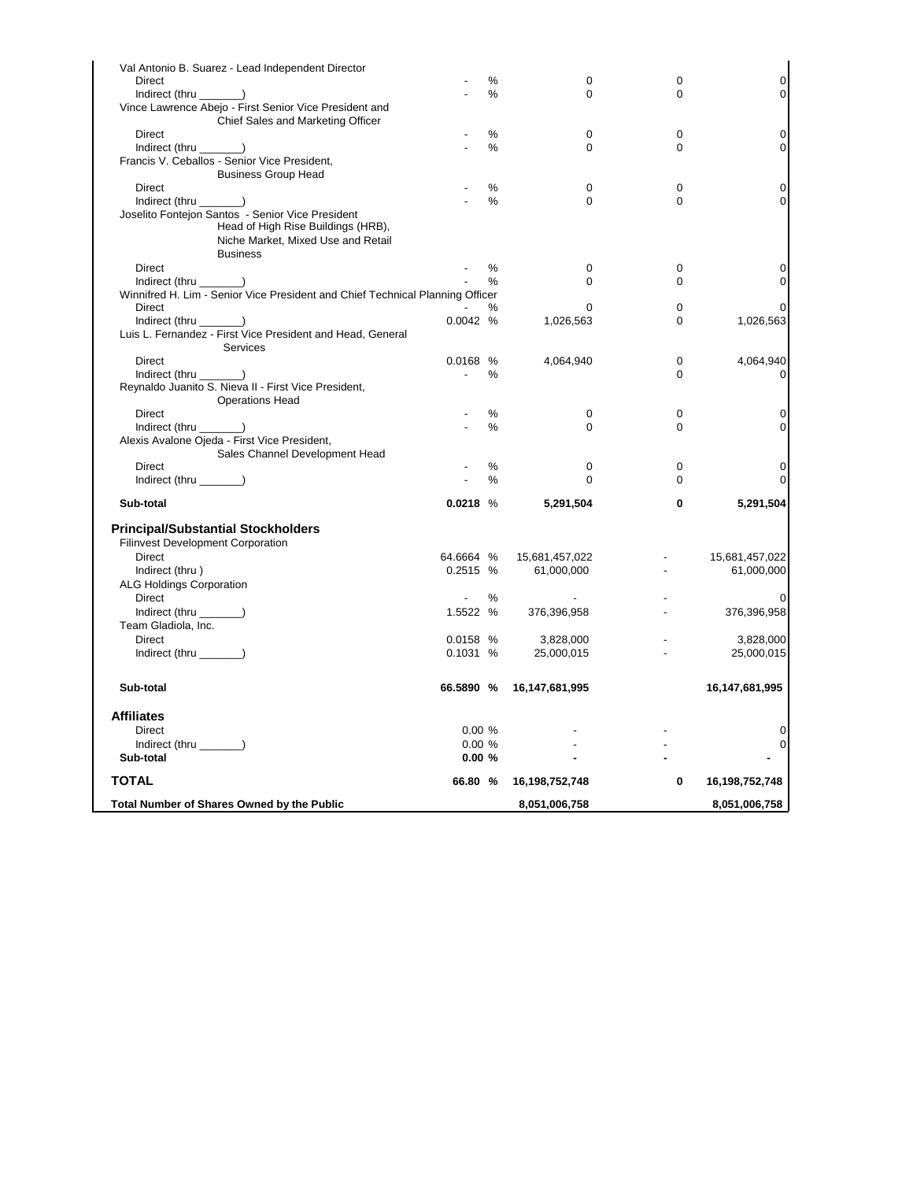| | | | | | |
|---|---|---|---|---|---|
| Val Antonio B. Suarez - Lead Independent Director | | | | | |
| Direct | - | % | 0 | 0 | 0 |
| Indirect (thru _______) | - | % | 0 | 0 | 0 |
| Vince Lawrence Abejo - First Senior Vice President and Chief Sales and Marketing Officer | | | | | |
| Direct | - | % | 0 | 0 | 0 |
| Indirect (thru _______) | - | % | 0 | 0 | 0 |
| Francis V. Ceballos - Senior Vice President, Business Group Head | | | | | |
| Direct | - | % | 0 | 0 | 0 |
| Indirect (thru _______) | - | % | 0 | 0 | 0 |
| Joselito Fontejon Santos - Senior Vice President Head of High Rise Buildings (HRB), Niche Market, Mixed Use and Retail Business | | | | | |
| Direct | - | % | 0 | 0 | 0 |
| Indirect (thru _______) | - | % | 0 | 0 | 0 |
| Winnifred H. Lim - Senior Vice President and Chief Technical Planning Officer | | | | | |
| Direct | - | % | 0 | 0 | 0 |
| Indirect (thru _______) | 0.0042 | % | 1,026,563 | 0 | 1,026,563 |
| Luis L. Fernandez - First Vice President and Head, General Services | | | | | |
| Direct | 0.0168 | % | 4,064,940 | 0 | 4,064,940 |
| Indirect (thru _______) | - | % | | 0 | 0 |
| Reynaldo Juanito S. Nieva II - First Vice President, Operations Head | | | | | |
| Direct | - | % | 0 | 0 | 0 |
| Indirect (thru _______) | - | % | 0 | 0 | 0 |
| Alexis Avalone Ojeda - First Vice President, Sales Channel Development Head | | | | | |
| Direct | - | % | 0 | 0 | 0 |
| Indirect (thru _______) | - | % | 0 | 0 | 0 |
| **Sub-total** | **0.0218** | % | **5,291,504** | **0** | **5,291,504** |
| **Principal/Substantial Stockholders** | | | | | |
| Filinvest Development Corporation | | | | | |
| Direct | 64.6664 | % | 15,681,457,022 | - | 15,681,457,022 |
| Indirect (thru ) | 0.2515 | % | 61,000,000 | - | 61,000,000 |
| ALG Holdings Corporation | | | | | |
| Direct | - | % | - | - | 0 |
| Indirect (thru _______) | 1.5522 | % | 376,396,958 | - | 376,396,958 |
| Team Gladiola, Inc. | | | | | |
| Direct | 0.0158 | % | 3,828,000 | - | 3,828,000 |
| Indirect (thru _______) | 0.1031 | % | 25,000,015 | - | 25,000,015 |
| **Sub-total** | **66.5890** | **%** | **16,147,681,995** | | **16,147,681,995** |
| **Affiliates** | | | | | |
| Direct | 0.00 | % | - | - | 0 |
| Indirect (thru _______) | 0.00 | % | - | - | 0 |
| **Sub-total** | **0.00** | **%** | **-** | **-** | **-** |
| **TOTAL** | **66.80** | **%** | **16,198,752,748** | **0** | **16,198,752,748** |
| **Total Number of Shares Owned by the Public** | | | **8,051,006,758** | | **8,051,006,758** |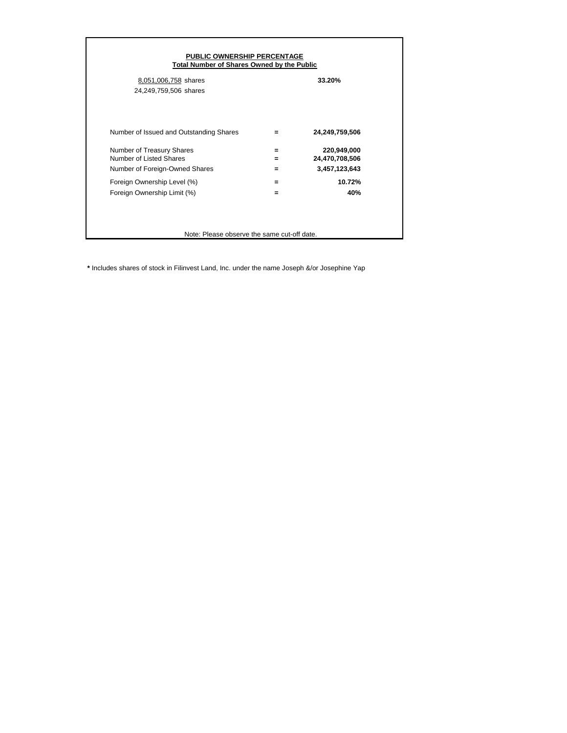**PUBLIC OWNERSHIP PERCENTAGE**
**Total Number of Shares Owned by the Public**

8,051,006,758 shares / 24,249,759,506 shares = **33.20%**

| | | |
|---|---|---|
| Number of Issued and Outstanding Shares | = | **24,249,759,506** |
| Number of Treasury Shares | = | **220,949,000** |
| Number of Listed Shares | = | **24,470,708,506** |
| Number of Foreign-Owned Shares | = | **3,457,123,643** |
| Foreign Ownership Level (%) | = | **10.72%** |
| Foreign Ownership Limit (%) | = | **40%** |

Note: Please observe the same cut-off date.

**\*** Includes shares of stock in Filinvest Land, Inc. under the name Joseph &/or Josephine Yap